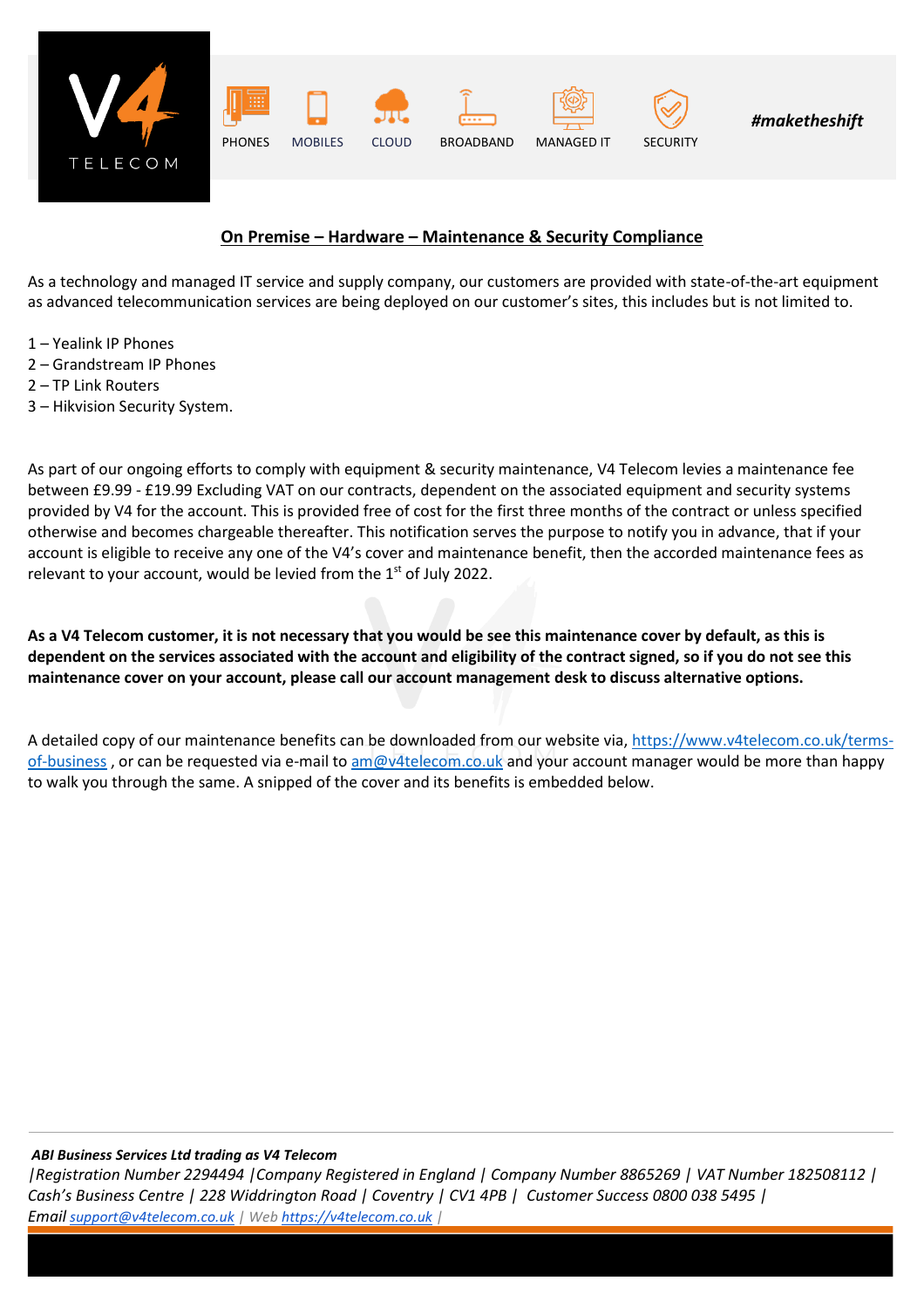V4 TELECOM

PHONES MOBILES CLOUD BROADBAND MANAGED IT SECURITY

***#maketheshift***

## On Premise – Hardware – Maintenance & Security Compliance

As a technology and managed IT service and supply company, our customers are provided with state-of-the-art equipment as advanced telecommunication services are being deployed on our customer's sites, this includes but is not limited to.

1 – Yealink IP Phones
2 – Grandstream IP Phones
2 – TP Link Routers
3 – Hikvision Security System.

As part of our ongoing efforts to comply with equipment & security maintenance, V4 Telecom levies a maintenance fee between £9.99 - £19.99 Excluding VAT on our contracts, dependent on the associated equipment and security systems provided by V4 for the account. This is provided free of cost for the first three months of the contract or unless specified otherwise and becomes chargeable thereafter. This notification serves the purpose to notify you in advance, that if your account is eligible to receive any one of the V4's cover and maintenance benefit, then the accorded maintenance fees as relevant to your account, would be levied from the 1st of July 2022.

**As a V4 Telecom customer, it is not necessary that you would be see this maintenance cover by default, as this is dependent on the services associated with the account and eligibility of the contract signed, so if you do not see this maintenance cover on your account, please call our account management desk to discuss alternative options.**

A detailed copy of our maintenance benefits can be downloaded from our website via, https://www.v4telecom.co.uk/terms-of-business , or can be requested via e-mail to am@v4telecom.co.uk and your account manager would be more than happy to walk you through the same. A snipped of the cover and its benefits is embedded below.

***ABI Business Services Ltd trading as V4 Telecom***
*|Registration Number 2294494 |Company Registered in England | Company Number 8865269 | VAT Number 182508112 | Cash's Business Centre | 228 Widdrington Road | Coventry | CV1 4PB | Customer Success 0800 038 5495 | Email support@v4telecom.co.uk | Web https://v4telecom.co.uk |*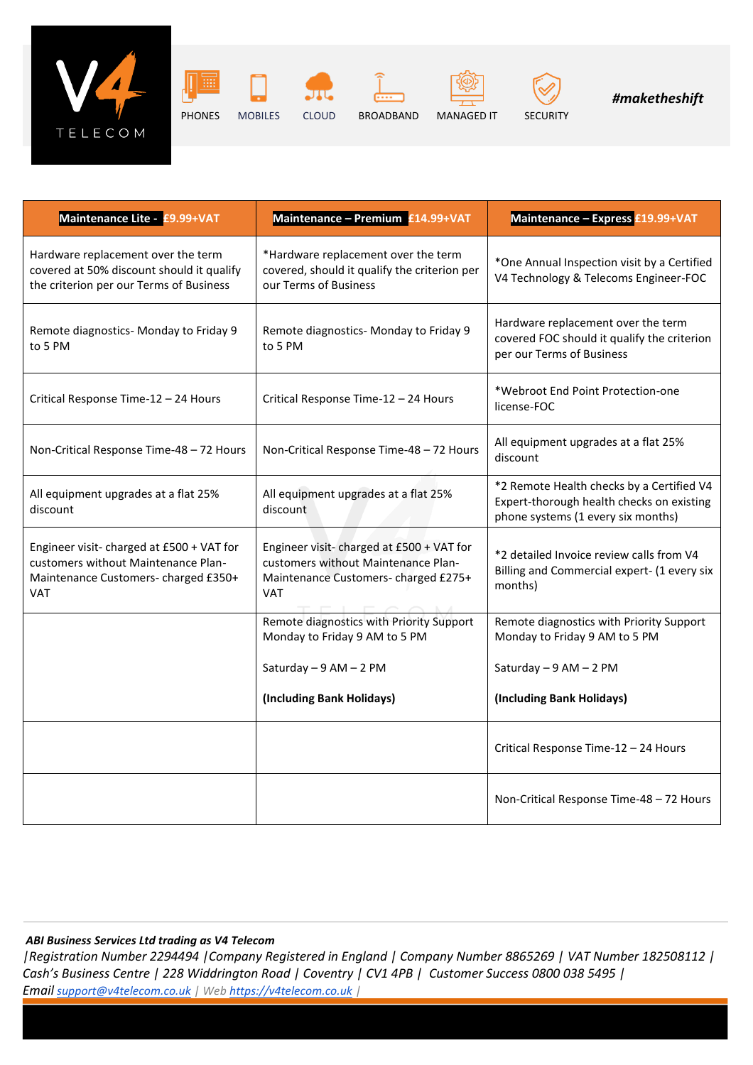| Maintenance Lite - £9.99+VAT | Maintenance – Premium £14.99+VAT | Maintenance – Express £19.99+VAT |
| --- | --- | --- |
| Hardware replacement over the term covered at 50% discount should it qualify the criterion per our Terms of Business | *Hardware replacement over the term covered, should it qualify the criterion per our Terms of Business | *One Annual Inspection visit by a Certified V4 Technology & Telecoms Engineer-FOC |
| Remote diagnostics- Monday to Friday 9 to 5 PM | Remote diagnostics- Monday to Friday 9 to 5 PM | Hardware replacement over the term covered FOC should it qualify the criterion per our Terms of Business |
| Critical Response Time-12 – 24 Hours | Critical Response Time-12 – 24 Hours | *Webroot End Point Protection-one license-FOC |
| Non-Critical Response Time-48 – 72 Hours | Non-Critical Response Time-48 – 72 Hours | All equipment upgrades at a flat 25% discount |
| All equipment upgrades at a flat 25% discount | All equipment upgrades at a flat 25% discount | *2 Remote Health checks by a Certified V4 Expert-thorough health checks on existing phone systems (1 every six months) |
| Engineer visit- charged at £500 + VAT for customers without Maintenance Plan- Maintenance Customers- charged £350+ VAT | Engineer visit- charged at £500 + VAT for customers without Maintenance Plan- Maintenance Customers- charged £275+ VAT | *2 detailed Invoice review calls from V4 Billing and Commercial expert- (1 every six months) |
| | Remote diagnostics with Priority Support Monday to Friday 9 AM to 5 PM<br><br>Saturday – 9 AM – 2 PM<br><br>**(Including Bank Holidays)** | Remote diagnostics with Priority Support Monday to Friday 9 AM to 5 PM<br><br>Saturday – 9 AM – 2 PM<br><br>**(Including Bank Holidays)** |
| | | Critical Response Time-12 – 24 Hours |
| | | Non-Critical Response Time-48 – 72 Hours |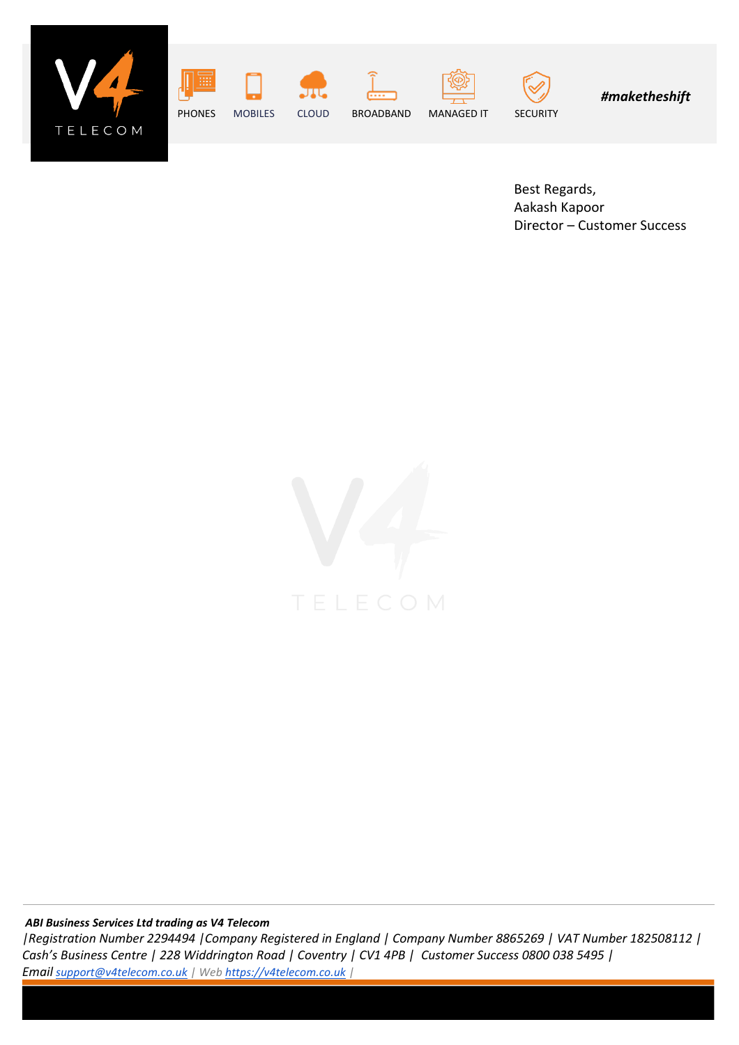Best Regards,
Aakash Kapoor
Director – Customer Success